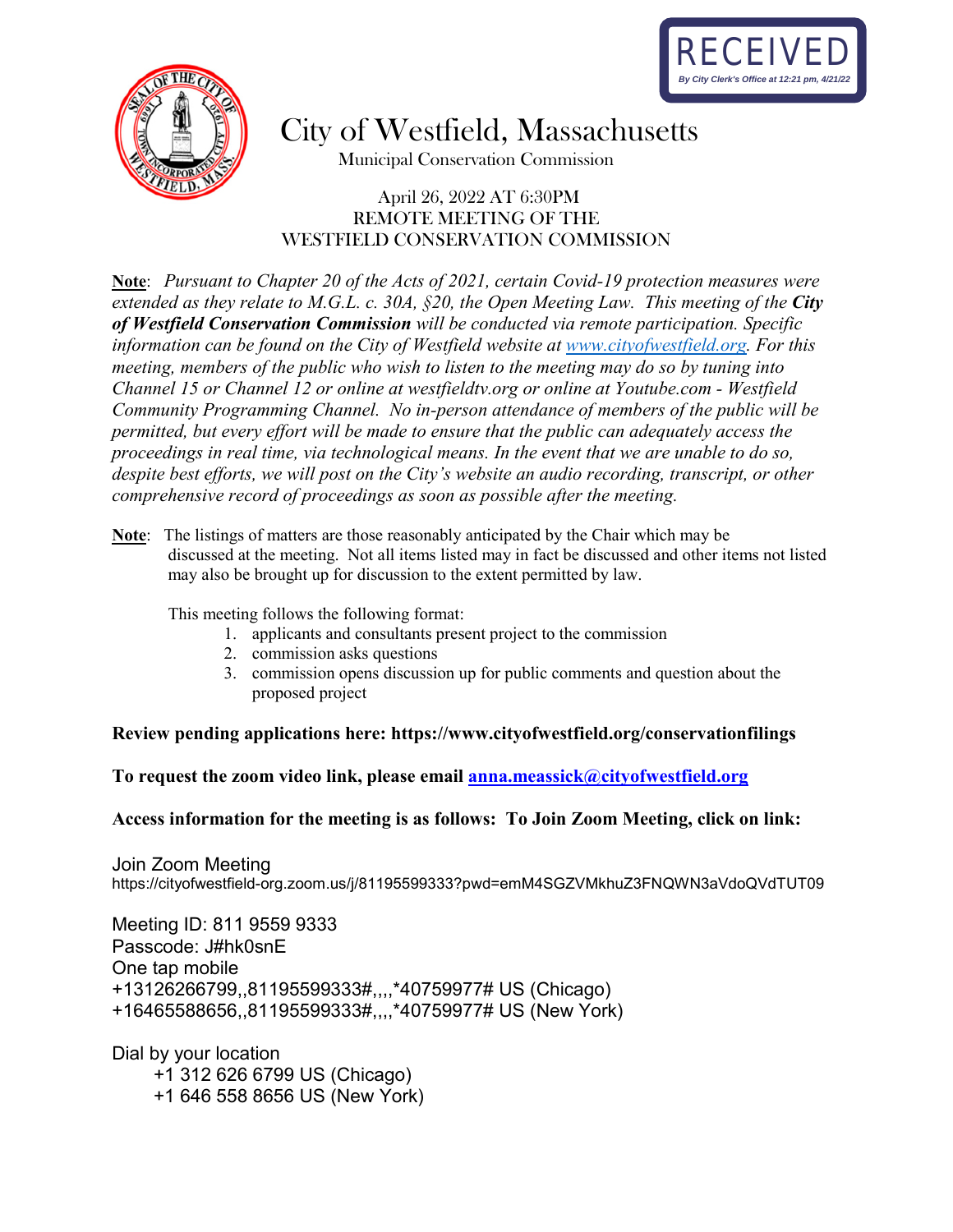RECEIVED
*By City Clerk's Office at 12:21 pm, 4/21/22*

# City of Westfield, Massachusetts

Municipal Conservation Commission

April 26, 2022 AT 6:30PM
REMOTE MEETING OF THE
WESTFIELD CONSERVATION COMMISSION

**Note**: *Pursuant to Chapter 20 of the Acts of 2021, certain Covid-19 protection measures were extended as they relate to M.G.L. c. 30A, §20, the Open Meeting Law. This meeting of the **City of Westfield Conservation Commission** will be conducted via remote participation. Specific information can be found on the City of Westfield website at [www.cityofwestfield.org](www.cityofwestfield.org). For this meeting, members of the public who wish to listen to the meeting may do so by tuning into Channel 15 or Channel 12 or online at westfieldtv.org or online at Youtube.com - Westfield Community Programming Channel. No in-person attendance of members of the public will be permitted, but every effort will be made to ensure that the public can adequately access the proceedings in real time, via technological means. In the event that we are unable to do so, despite best efforts, we will post on the City's website an audio recording, transcript, or other comprehensive record of proceedings as soon as possible after the meeting.*

**Note**: The listings of matters are those reasonably anticipated by the Chair which may be discussed at the meeting. Not all items listed may in fact be discussed and other items not listed may also be brought up for discussion to the extent permitted by law.

This meeting follows the following format:

1. applicants and consultants present project to the commission
2. commission asks questions
3. commission opens discussion up for public comments and question about the proposed project

**Review pending applications here: https://www.cityofwestfield.org/conservationfilings**

**To request the zoom video link, please email [anna.meassick@cityofwestfield.org](mailto:anna.meassick@cityofwestfield.org)**

**Access information for the meeting is as follows: To Join Zoom Meeting, click on link:**

Join Zoom Meeting
https://cityofwestfield-org.zoom.us/j/81195599333?pwd=emM4SGZVMkhuZ3FNQWN3aVdoQVdTUT09

Meeting ID: 811 9559 9333
Passcode: J#hk0snE
One tap mobile
+13126266799,,81195599333#,,,,*40759977# US (Chicago)
+16465588656,,81195599333#,,,,*40759977# US (New York)

Dial by your location
+1 312 626 6799 US (Chicago)
+1 646 558 8656 US (New York)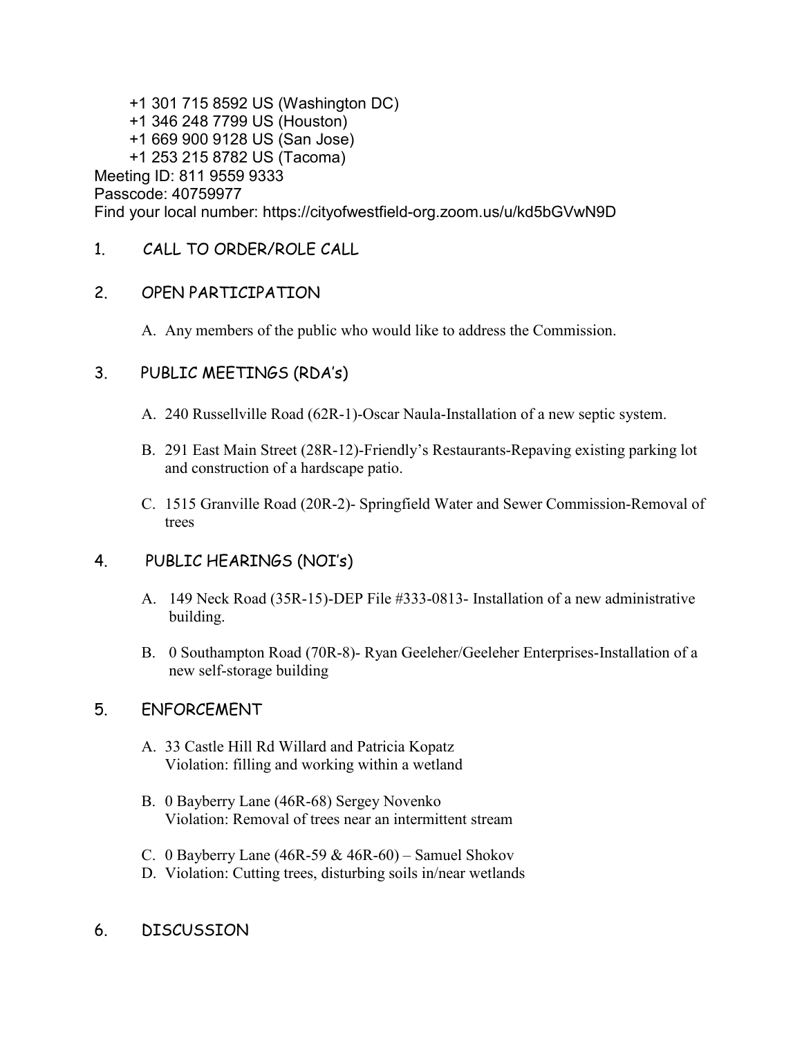+1 301 715 8592 US (Washington DC)
+1 346 248 7799 US (Houston)
+1 669 900 9128 US (San Jose)
+1 253 215 8782 US (Tacoma)

Meeting ID: 811 9559 9333
Passcode: 40759977
Find your local number: https://cityofwestfield-org.zoom.us/u/kd5bGVwN9D

1. CALL TO ORDER/ROLE CALL

2. OPEN PARTICIPATION

   A. Any members of the public who would like to address the Commission.

3. PUBLIC MEETINGS (RDA's)

   A. 240 Russellville Road (62R-1)-Oscar Naula-Installation of a new septic system.

   B. 291 East Main Street (28R-12)-Friendly's Restaurants-Repaving existing parking lot and construction of a hardscape patio.

   C. 1515 Granville Road (20R-2)- Springfield Water and Sewer Commission-Removal of trees

4. PUBLIC HEARINGS (NOI's)

   A. 149 Neck Road (35R-15)-DEP File #333-0813- Installation of a new administrative building.

   B. 0 Southampton Road (70R-8)- Ryan Geeleher/Geeleher Enterprises-Installation of a new self-storage building

5. ENFORCEMENT

   A. 33 Castle Hill Rd Willard and Patricia Kopatz
      Violation: filling and working within a wetland

   B. 0 Bayberry Lane (46R-68) Sergey Novenko
      Violation: Removal of trees near an intermittent stream

   C. 0 Bayberry Lane (46R-59 & 46R-60) – Samuel Shokov

   D. Violation: Cutting trees, disturbing soils in/near wetlands

6. DISCUSSION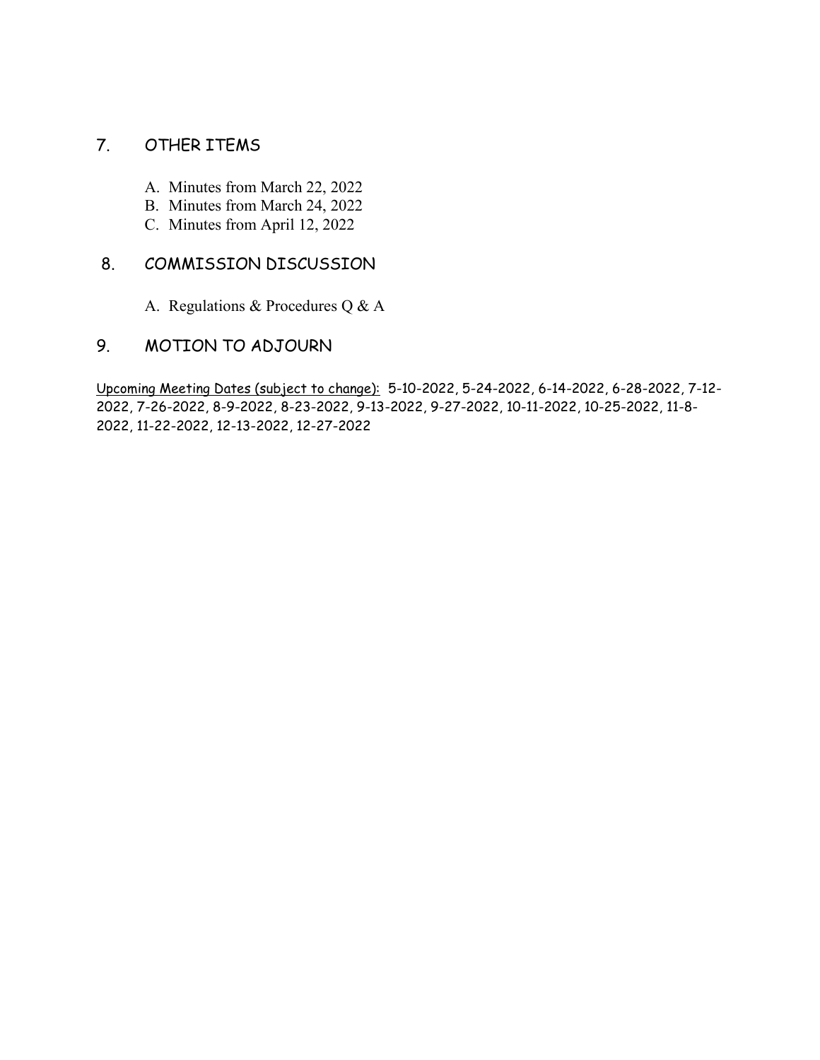## 7. OTHER ITEMS

A. Minutes from March 22, 2022
B. Minutes from March 24, 2022
C. Minutes from April 12, 2022

## 8. COMMISSION DISCUSSION

A. Regulations & Procedures Q & A

## 9. MOTION TO ADJOURN

Upcoming Meeting Dates (subject to change): 5-10-2022, 5-24-2022, 6-14-2022, 6-28-2022, 7-12-2022, 7-26-2022, 8-9-2022, 8-23-2022, 9-13-2022, 9-27-2022, 10-11-2022, 10-25-2022, 11-8-2022, 11-22-2022, 12-13-2022, 12-27-2022